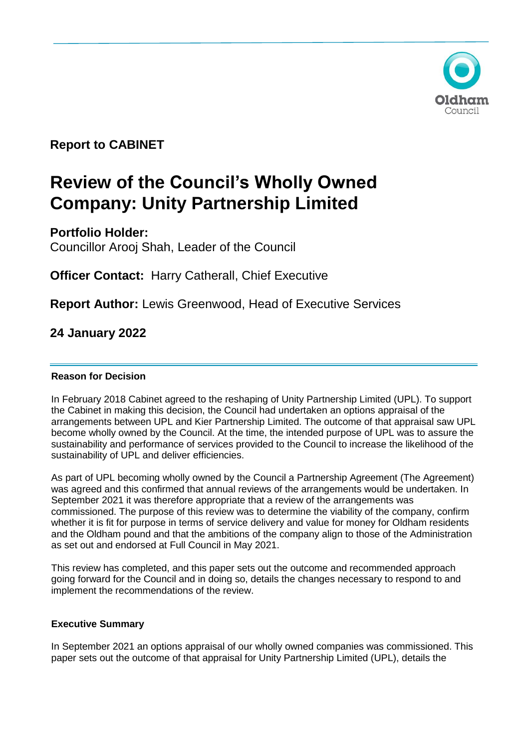Oldham Council

**Report to CABINET**

# Review of the Council's Wholly Owned Company: Unity Partnership Limited

**Portfolio Holder:**
Councillor Arooj Shah, Leader of the Council

**Officer Contact:** Harry Catherall, Chief Executive

**Report Author:** Lewis Greenwood, Head of Executive Services

**24 January 2022**

---

**Reason for Decision**

In February 2018 Cabinet agreed to the reshaping of Unity Partnership Limited (UPL). To support the Cabinet in making this decision, the Council had undertaken an options appraisal of the arrangements between UPL and Kier Partnership Limited. The outcome of that appraisal saw UPL become wholly owned by the Council. At the time, the intended purpose of UPL was to assure the sustainability and performance of services provided to the Council to increase the likelihood of the sustainability of UPL and deliver efficiencies.

As part of UPL becoming wholly owned by the Council a Partnership Agreement (The Agreement) was agreed and this confirmed that annual reviews of the arrangements would be undertaken. In September 2021 it was therefore appropriate that a review of the arrangements was commissioned. The purpose of this review was to determine the viability of the company, confirm whether it is fit for purpose in terms of service delivery and value for money for Oldham residents and the Oldham pound and that the ambitions of the company align to those of the Administration as set out and endorsed at Full Council in May 2021.

This review has completed, and this paper sets out the outcome and recommended approach going forward for the Council and in doing so, details the changes necessary to respond to and implement the recommendations of the review.

**Executive Summary**

In September 2021 an options appraisal of our wholly owned companies was commissioned. This paper sets out the outcome of that appraisal for Unity Partnership Limited (UPL), details the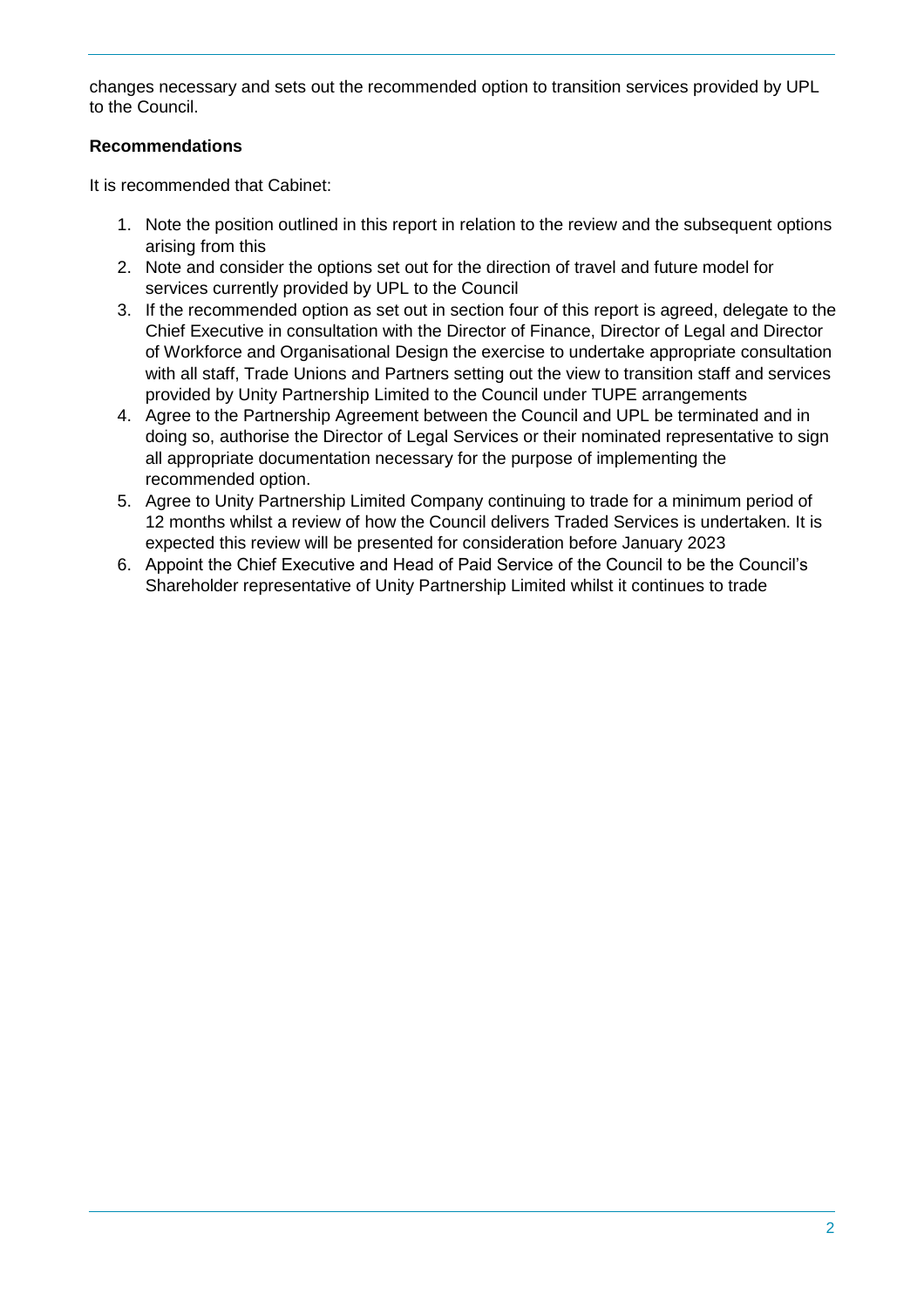changes necessary and sets out the recommended option to transition services provided by UPL to the Council.

**Recommendations**

It is recommended that Cabinet:

1. Note the position outlined in this report in relation to the review and the subsequent options arising from this
2. Note and consider the options set out for the direction of travel and future model for services currently provided by UPL to the Council
3. If the recommended option as set out in section four of this report is agreed, delegate to the Chief Executive in consultation with the Director of Finance, Director of Legal and Director of Workforce and Organisational Design the exercise to undertake appropriate consultation with all staff, Trade Unions and Partners setting out the view to transition staff and services provided by Unity Partnership Limited to the Council under TUPE arrangements
4. Agree to the Partnership Agreement between the Council and UPL be terminated and in doing so, authorise the Director of Legal Services or their nominated representative to sign all appropriate documentation necessary for the purpose of implementing the recommended option.
5. Agree to Unity Partnership Limited Company continuing to trade for a minimum period of 12 months whilst a review of how the Council delivers Traded Services is undertaken. It is expected this review will be presented for consideration before January 2023
6. Appoint the Chief Executive and Head of Paid Service of the Council to be the Council's Shareholder representative of Unity Partnership Limited whilst it continues to trade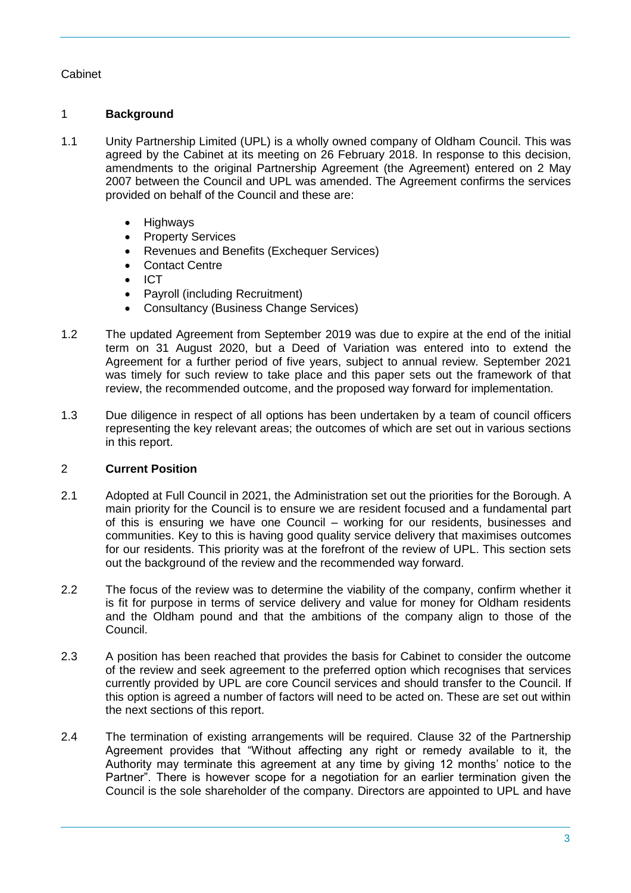Cabinet

## 1 Background

1.1 Unity Partnership Limited (UPL) is a wholly owned company of Oldham Council. This was agreed by the Cabinet at its meeting on 26 February 2018. In response to this decision, amendments to the original Partnership Agreement (the Agreement) entered on 2 May 2007 between the Council and UPL was amended. The Agreement confirms the services provided on behalf of the Council and these are:

- Highways
- Property Services
- Revenues and Benefits (Exchequer Services)
- Contact Centre
- ICT
- Payroll (including Recruitment)
- Consultancy (Business Change Services)

1.2 The updated Agreement from September 2019 was due to expire at the end of the initial term on 31 August 2020, but a Deed of Variation was entered into to extend the Agreement for a further period of five years, subject to annual review. September 2021 was timely for such review to take place and this paper sets out the framework of that review, the recommended outcome, and the proposed way forward for implementation.

1.3 Due diligence in respect of all options has been undertaken by a team of council officers representing the key relevant areas; the outcomes of which are set out in various sections in this report.

## 2 Current Position

2.1 Adopted at Full Council in 2021, the Administration set out the priorities for the Borough. A main priority for the Council is to ensure we are resident focused and a fundamental part of this is ensuring we have one Council – working for our residents, businesses and communities. Key to this is having good quality service delivery that maximises outcomes for our residents. This priority was at the forefront of the review of UPL. This section sets out the background of the review and the recommended way forward.

2.2 The focus of the review was to determine the viability of the company, confirm whether it is fit for purpose in terms of service delivery and value for money for Oldham residents and the Oldham pound and that the ambitions of the company align to those of the Council.

2.3 A position has been reached that provides the basis for Cabinet to consider the outcome of the review and seek agreement to the preferred option which recognises that services currently provided by UPL are core Council services and should transfer to the Council. If this option is agreed a number of factors will need to be acted on. These are set out within the next sections of this report.

2.4 The termination of existing arrangements will be required. Clause 32 of the Partnership Agreement provides that "Without affecting any right or remedy available to it, the Authority may terminate this agreement at any time by giving 12 months' notice to the Partner". There is however scope for a negotiation for an earlier termination given the Council is the sole shareholder of the company. Directors are appointed to UPL and have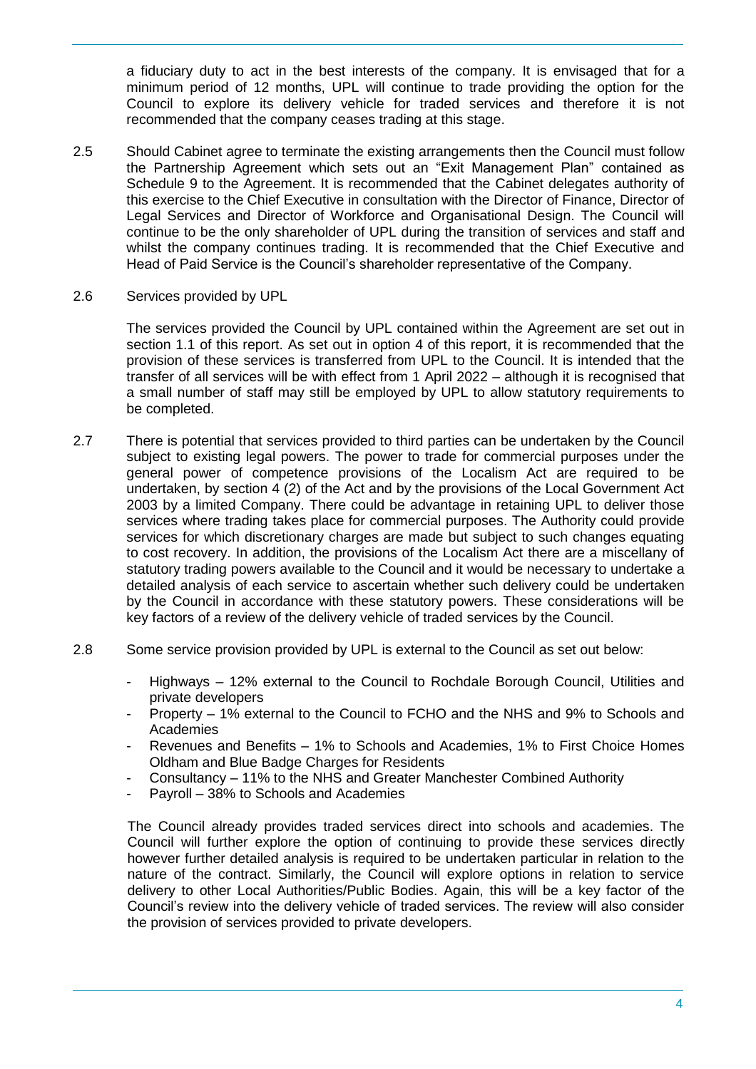a fiduciary duty to act in the best interests of the company. It is envisaged that for a minimum period of 12 months, UPL will continue to trade providing the option for the Council to explore its delivery vehicle for traded services and therefore it is not recommended that the company ceases trading at this stage.

2.5 Should Cabinet agree to terminate the existing arrangements then the Council must follow the Partnership Agreement which sets out an "Exit Management Plan" contained as Schedule 9 to the Agreement. It is recommended that the Cabinet delegates authority of this exercise to the Chief Executive in consultation with the Director of Finance, Director of Legal Services and Director of Workforce and Organisational Design. The Council will continue to be the only shareholder of UPL during the transition of services and staff and whilst the company continues trading. It is recommended that the Chief Executive and Head of Paid Service is the Council's shareholder representative of the Company.

2.6 Services provided by UPL

The services provided the Council by UPL contained within the Agreement are set out in section 1.1 of this report. As set out in option 4 of this report, it is recommended that the provision of these services is transferred from UPL to the Council. It is intended that the transfer of all services will be with effect from 1 April 2022 – although it is recognised that a small number of staff may still be employed by UPL to allow statutory requirements to be completed.

2.7 There is potential that services provided to third parties can be undertaken by the Council subject to existing legal powers. The power to trade for commercial purposes under the general power of competence provisions of the Localism Act are required to be undertaken, by section 4 (2) of the Act and by the provisions of the Local Government Act 2003 by a limited Company. There could be advantage in retaining UPL to deliver those services where trading takes place for commercial purposes. The Authority could provide services for which discretionary charges are made but subject to such changes equating to cost recovery. In addition, the provisions of the Localism Act there are a miscellany of statutory trading powers available to the Council and it would be necessary to undertake a detailed analysis of each service to ascertain whether such delivery could be undertaken by the Council in accordance with these statutory powers. These considerations will be key factors of a review of the delivery vehicle of traded services by the Council.

2.8 Some service provision provided by UPL is external to the Council as set out below:

- Highways – 12% external to the Council to Rochdale Borough Council, Utilities and private developers
- Property – 1% external to the Council to FCHO and the NHS and 9% to Schools and Academies
- Revenues and Benefits – 1% to Schools and Academies, 1% to First Choice Homes Oldham and Blue Badge Charges for Residents
- Consultancy – 11% to the NHS and Greater Manchester Combined Authority
- Payroll – 38% to Schools and Academies

The Council already provides traded services direct into schools and academies. The Council will further explore the option of continuing to provide these services directly however further detailed analysis is required to be undertaken particular in relation to the nature of the contract. Similarly, the Council will explore options in relation to service delivery to other Local Authorities/Public Bodies. Again, this will be a key factor of the Council's review into the delivery vehicle of traded services. The review will also consider the provision of services provided to private developers.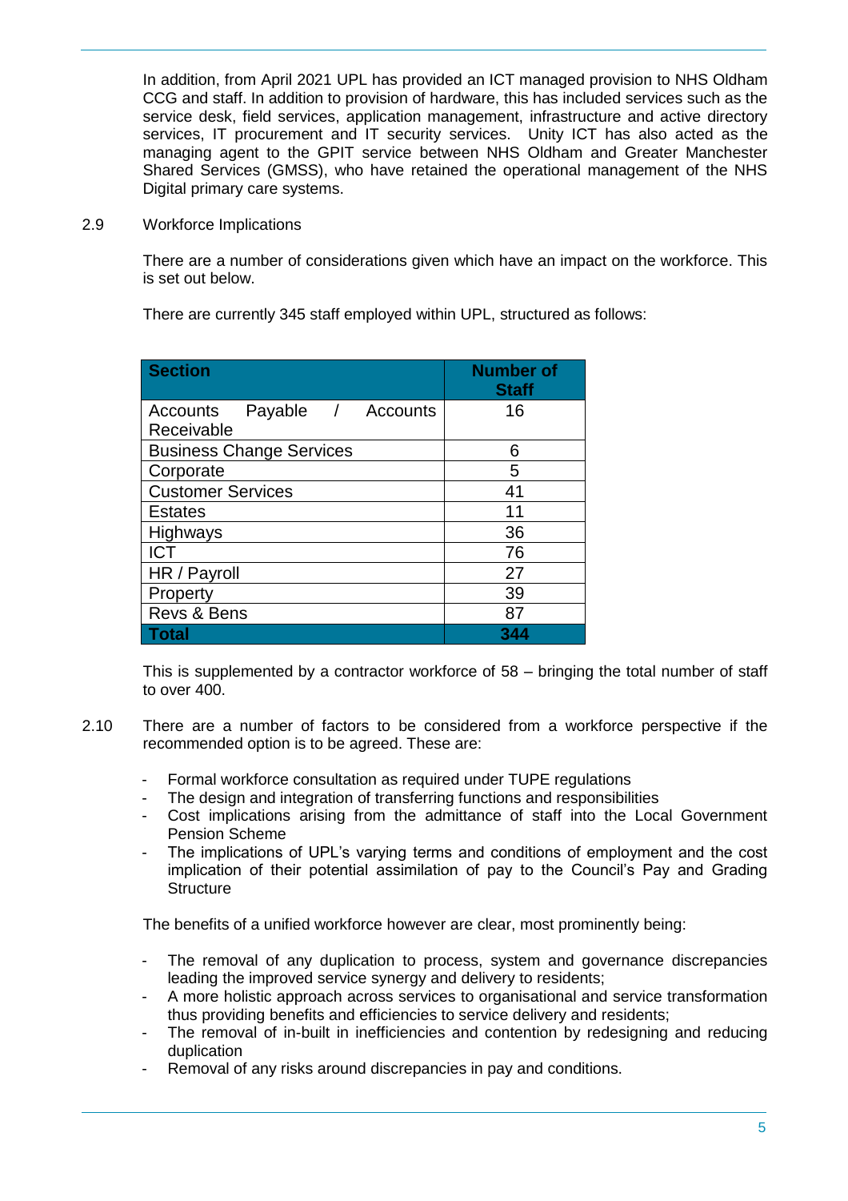In addition, from April 2021 UPL has provided an ICT managed provision to NHS Oldham CCG and staff. In addition to provision of hardware, this has included services such as the service desk, field services, application management, infrastructure and active directory services, IT procurement and IT security services. Unity ICT has also acted as the managing agent to the GPIT service between NHS Oldham and Greater Manchester Shared Services (GMSS), who have retained the operational management of the NHS Digital primary care systems.

2.9 Workforce Implications

There are a number of considerations given which have an impact on the workforce. This is set out below.

There are currently 345 staff employed within UPL, structured as follows:

| Section | Number of Staff |
|---|---|
| Accounts Payable / Accounts Receivable | 16 |
| Business Change Services | 6 |
| Corporate | 5 |
| Customer Services | 41 |
| Estates | 11 |
| Highways | 36 |
| ICT | 76 |
| HR / Payroll | 27 |
| Property | 39 |
| Revs & Bens | 87 |
| **Total** | **344** |

This is supplemented by a contractor workforce of 58 – bringing the total number of staff to over 400.

2.10 There are a number of factors to be considered from a workforce perspective if the recommended option is to be agreed. These are:

- Formal workforce consultation as required under TUPE regulations
- The design and integration of transferring functions and responsibilities
- Cost implications arising from the admittance of staff into the Local Government Pension Scheme
- The implications of UPL's varying terms and conditions of employment and the cost implication of their potential assimilation of pay to the Council's Pay and Grading Structure

The benefits of a unified workforce however are clear, most prominently being:

- The removal of any duplication to process, system and governance discrepancies leading the improved service synergy and delivery to residents;
- A more holistic approach across services to organisational and service transformation thus providing benefits and efficiencies to service delivery and residents;
- The removal of in-built in inefficiencies and contention by redesigning and reducing duplication
- Removal of any risks around discrepancies in pay and conditions.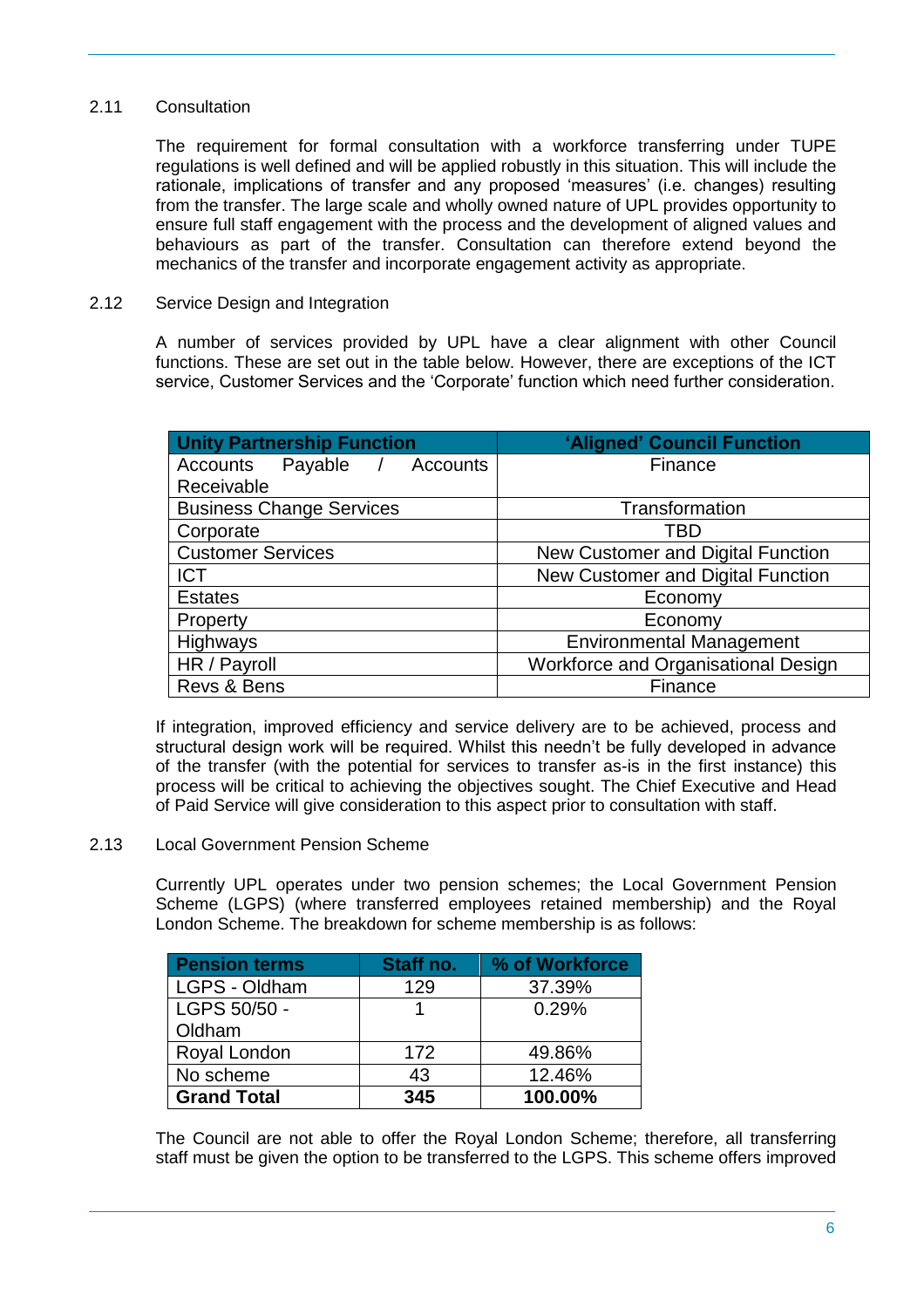## 2.11 Consultation

The requirement for formal consultation with a workforce transferring under TUPE regulations is well defined and will be applied robustly in this situation. This will include the rationale, implications of transfer and any proposed 'measures' (i.e. changes) resulting from the transfer. The large scale and wholly owned nature of UPL provides opportunity to ensure full staff engagement with the process and the development of aligned values and behaviours as part of the transfer. Consultation can therefore extend beyond the mechanics of the transfer and incorporate engagement activity as appropriate.

## 2.12 Service Design and Integration

A number of services provided by UPL have a clear alignment with other Council functions. These are set out in the table below. However, there are exceptions of the ICT service, Customer Services and the 'Corporate' function which need further consideration.

| Unity Partnership Function | 'Aligned' Council Function |
|---|---|
| Accounts Payable / Accounts Receivable | Finance |
| Business Change Services | Transformation |
| Corporate | TBD |
| Customer Services | New Customer and Digital Function |
| ICT | New Customer and Digital Function |
| Estates | Economy |
| Property | Economy |
| Highways | Environmental Management |
| HR / Payroll | Workforce and Organisational Design |
| Revs & Bens | Finance |

If integration, improved efficiency and service delivery are to be achieved, process and structural design work will be required. Whilst this needn't be fully developed in advance of the transfer (with the potential for services to transfer as-is in the first instance) this process will be critical to achieving the objectives sought. The Chief Executive and Head of Paid Service will give consideration to this aspect prior to consultation with staff.

## 2.13 Local Government Pension Scheme

Currently UPL operates under two pension schemes; the Local Government Pension Scheme (LGPS) (where transferred employees retained membership) and the Royal London Scheme. The breakdown for scheme membership is as follows:

| Pension terms | Staff no. | % of Workforce |
|---|---|---|
| LGPS - Oldham | 129 | 37.39% |
| LGPS 50/50 - Oldham | 1 | 0.29% |
| Royal London | 172 | 49.86% |
| No scheme | 43 | 12.46% |
| **Grand Total** | **345** | **100.00%** |

The Council are not able to offer the Royal London Scheme; therefore, all transferring staff must be given the option to be transferred to the LGPS. This scheme offers improved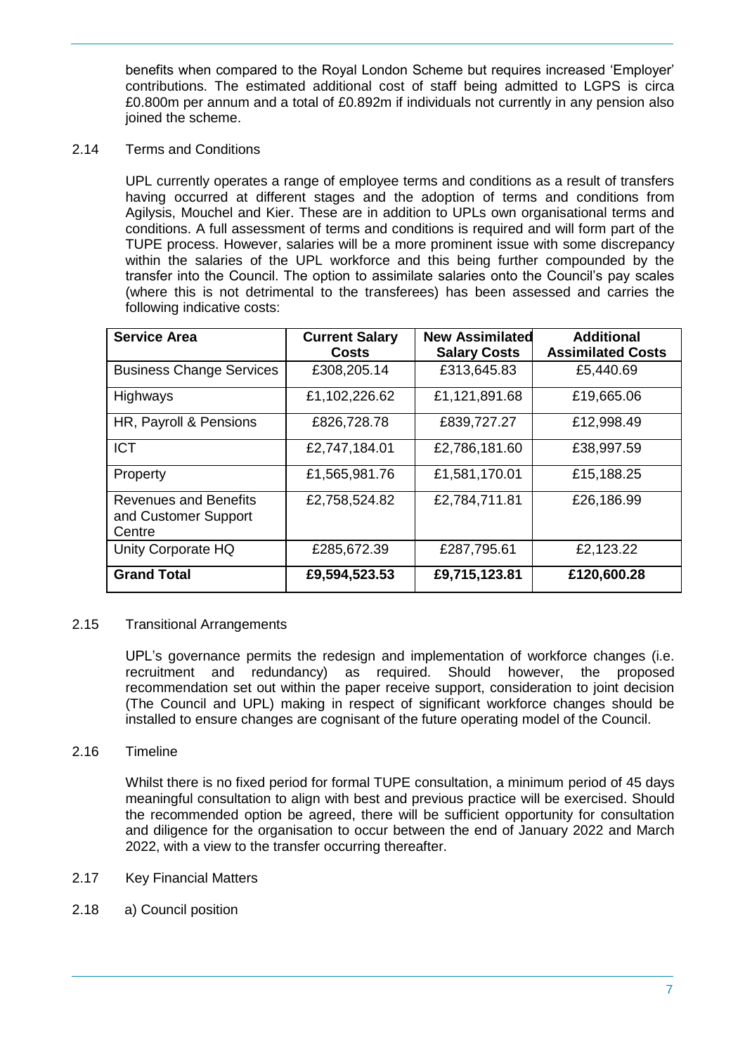benefits when compared to the Royal London Scheme but requires increased 'Employer' contributions. The estimated additional cost of staff being admitted to LGPS is circa £0.800m per annum and a total of £0.892m if individuals not currently in any pension also joined the scheme.

2.14 Terms and Conditions

UPL currently operates a range of employee terms and conditions as a result of transfers having occurred at different stages and the adoption of terms and conditions from Agilysis, Mouchel and Kier. These are in addition to UPLs own organisational terms and conditions. A full assessment of terms and conditions is required and will form part of the TUPE process. However, salaries will be a more prominent issue with some discrepancy within the salaries of the UPL workforce and this being further compounded by the transfer into the Council. The option to assimilate salaries onto the Council's pay scales (where this is not detrimental to the transferees) has been assessed and carries the following indicative costs:

| Service Area | Current Salary Costs | New Assimilated Salary Costs | Additional Assimilated Costs |
|---|---|---|---|
| Business Change Services | £308,205.14 | £313,645.83 | £5,440.69 |
| Highways | £1,102,226.62 | £1,121,891.68 | £19,665.06 |
| HR, Payroll & Pensions | £826,728.78 | £839,727.27 | £12,998.49 |
| ICT | £2,747,184.01 | £2,786,181.60 | £38,997.59 |
| Property | £1,565,981.76 | £1,581,170.01 | £15,188.25 |
| Revenues and Benefits and Customer Support Centre | £2,758,524.82 | £2,784,711.81 | £26,186.99 |
| Unity Corporate HQ | £285,672.39 | £287,795.61 | £2,123.22 |
| **Grand Total** | **£9,594,523.53** | **£9,715,123.81** | **£120,600.28** |

2.15 Transitional Arrangements

UPL's governance permits the redesign and implementation of workforce changes (i.e. recruitment and redundancy) as required. Should however, the proposed recommendation set out within the paper receive support, consideration to joint decision (The Council and UPL) making in respect of significant workforce changes should be installed to ensure changes are cognisant of the future operating model of the Council.

2.16 Timeline

Whilst there is no fixed period for formal TUPE consultation, a minimum period of 45 days meaningful consultation to align with best and previous practice will be exercised. Should the recommended option be agreed, there will be sufficient opportunity for consultation and diligence for the organisation to occur between the end of January 2022 and March 2022, with a view to the transfer occurring thereafter.

2.17 Key Financial Matters

2.18 a) Council position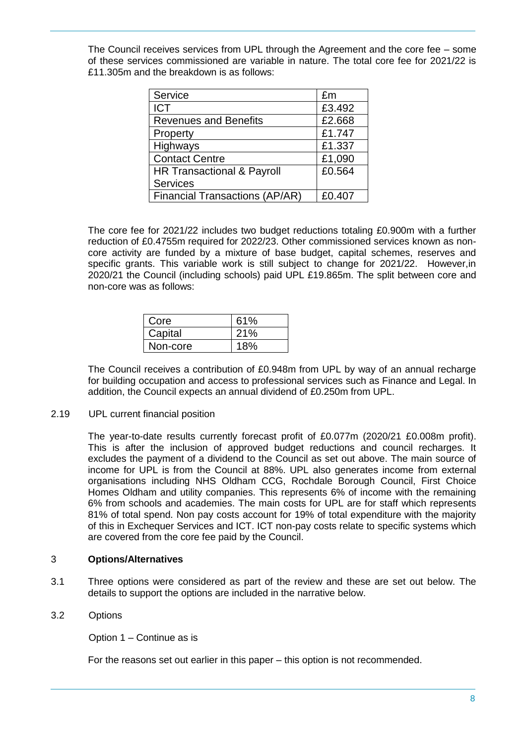The Council receives services from UPL through the Agreement and the core fee – some of these services commissioned are variable in nature. The total core fee for 2021/22 is £11.305m and the breakdown is as follows:

| Service | £m |
|---|---|
| ICT | £3.492 |
| Revenues and Benefits | £2.668 |
| Property | £1.747 |
| Highways | £1.337 |
| Contact Centre | £1,090 |
| HR Transactional & Payroll Services | £0.564 |
| Financial Transactions (AP/AR) | £0.407 |

The core fee for 2021/22 includes two budget reductions totaling £0.900m with a further reduction of £0.4755m required for 2022/23. Other commissioned services known as non-core activity are funded by a mixture of base budget, capital schemes, reserves and specific grants. This variable work is still subject to change for 2021/22. However,in 2020/21 the Council (including schools) paid UPL £19.865m. The split between core and non-core was as follows:

| Core | 61% |
|---|---|
| Capital | 21% |
| Non-core | 18% |

The Council receives a contribution of £0.948m from UPL by way of an annual recharge for building occupation and access to professional services such as Finance and Legal. In addition, the Council expects an annual dividend of £0.250m from UPL.

2.19 UPL current financial position

The year-to-date results currently forecast profit of £0.077m (2020/21 £0.008m profit). This is after the inclusion of approved budget reductions and council recharges. It excludes the payment of a dividend to the Council as set out above. The main source of income for UPL is from the Council at 88%. UPL also generates income from external organisations including NHS Oldham CCG, Rochdale Borough Council, First Choice Homes Oldham and utility companies. This represents 6% of income with the remaining 6% from schools and academies. The main costs for UPL are for staff which represents 81% of total spend. Non pay costs account for 19% of total expenditure with the majority of this in Exchequer Services and ICT. ICT non-pay costs relate to specific systems which are covered from the core fee paid by the Council.

## 3 **Options/Alternatives**

3.1 Three options were considered as part of the review and these are set out below. The details to support the options are included in the narrative below.

3.2 Options

Option 1 – Continue as is

For the reasons set out earlier in this paper – this option is not recommended.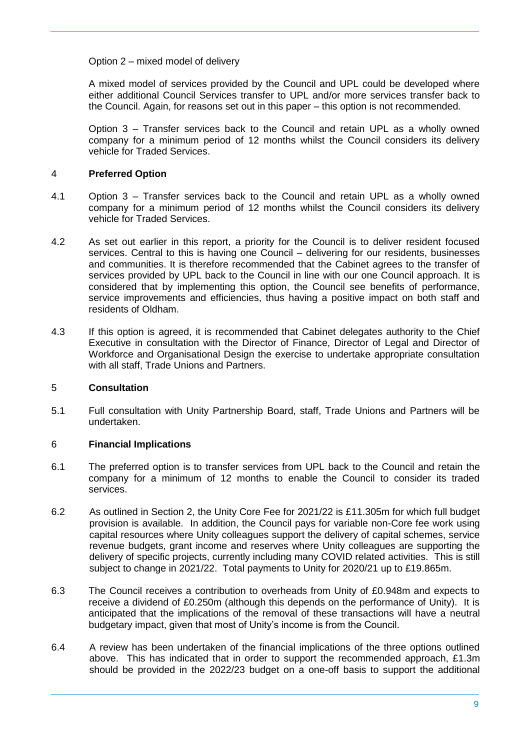Option 2 – mixed model of delivery

A mixed model of services provided by the Council and UPL could be developed where either additional Council Services transfer to UPL and/or more services transfer back to the Council. Again, for reasons set out in this paper – this option is not recommended.

Option 3 – Transfer services back to the Council and retain UPL as a wholly owned company for a minimum period of 12 months whilst the Council considers its delivery vehicle for Traded Services.

## 4 Preferred Option

4.1 Option 3 – Transfer services back to the Council and retain UPL as a wholly owned company for a minimum period of 12 months whilst the Council considers its delivery vehicle for Traded Services.

4.2 As set out earlier in this report, a priority for the Council is to deliver resident focused services. Central to this is having one Council – delivering for our residents, businesses and communities. It is therefore recommended that the Cabinet agrees to the transfer of services provided by UPL back to the Council in line with our one Council approach. It is considered that by implementing this option, the Council see benefits of performance, service improvements and efficiencies, thus having a positive impact on both staff and residents of Oldham.

4.3 If this option is agreed, it is recommended that Cabinet delegates authority to the Chief Executive in consultation with the Director of Finance, Director of Legal and Director of Workforce and Organisational Design the exercise to undertake appropriate consultation with all staff, Trade Unions and Partners.

## 5 Consultation

5.1 Full consultation with Unity Partnership Board, staff, Trade Unions and Partners will be undertaken.

## 6 Financial Implications

6.1 The preferred option is to transfer services from UPL back to the Council and retain the company for a minimum of 12 months to enable the Council to consider its traded services.

6.2 As outlined in Section 2, the Unity Core Fee for 2021/22 is £11.305m for which full budget provision is available. In addition, the Council pays for variable non-Core fee work using capital resources where Unity colleagues support the delivery of capital schemes, service revenue budgets, grant income and reserves where Unity colleagues are supporting the delivery of specific projects, currently including many COVID related activities. This is still subject to change in 2021/22. Total payments to Unity for 2020/21 up to £19.865m.

6.3 The Council receives a contribution to overheads from Unity of £0.948m and expects to receive a dividend of £0.250m (although this depends on the performance of Unity). It is anticipated that the implications of the removal of these transactions will have a neutral budgetary impact, given that most of Unity's income is from the Council.

6.4 A review has been undertaken of the financial implications of the three options outlined above. This has indicated that in order to support the recommended approach, £1.3m should be provided in the 2022/23 budget on a one-off basis to support the additional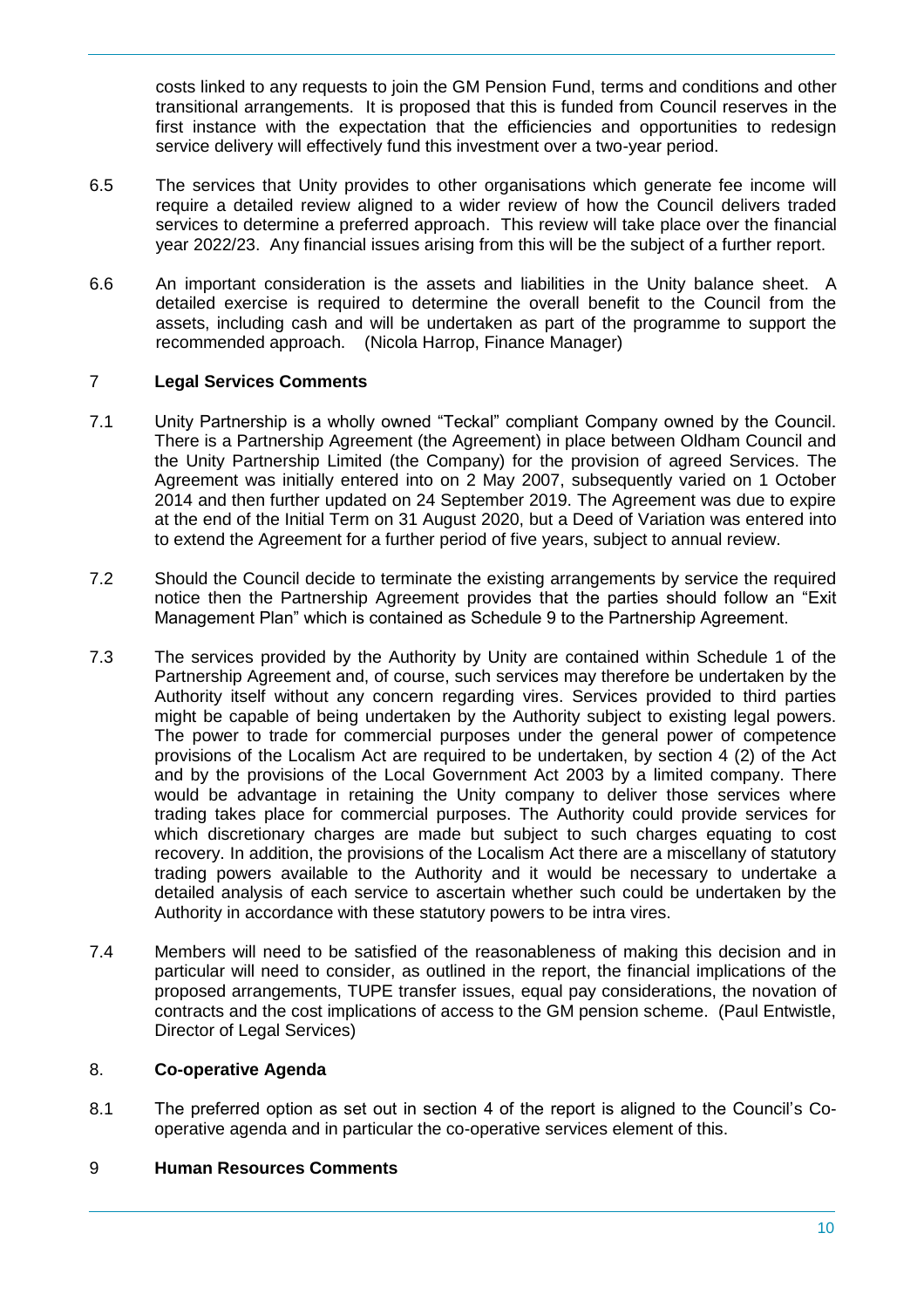costs linked to any requests to join the GM Pension Fund, terms and conditions and other transitional arrangements. It is proposed that this is funded from Council reserves in the first instance with the expectation that the efficiencies and opportunities to redesign service delivery will effectively fund this investment over a two-year period.

6.5 The services that Unity provides to other organisations which generate fee income will require a detailed review aligned to a wider review of how the Council delivers traded services to determine a preferred approach. This review will take place over the financial year 2022/23. Any financial issues arising from this will be the subject of a further report.

6.6 An important consideration is the assets and liabilities in the Unity balance sheet. A detailed exercise is required to determine the overall benefit to the Council from the assets, including cash and will be undertaken as part of the programme to support the recommended approach. (Nicola Harrop, Finance Manager)

## 7 Legal Services Comments

7.1 Unity Partnership is a wholly owned "Teckal" compliant Company owned by the Council. There is a Partnership Agreement (the Agreement) in place between Oldham Council and the Unity Partnership Limited (the Company) for the provision of agreed Services. The Agreement was initially entered into on 2 May 2007, subsequently varied on 1 October 2014 and then further updated on 24 September 2019. The Agreement was due to expire at the end of the Initial Term on 31 August 2020, but a Deed of Variation was entered into to extend the Agreement for a further period of five years, subject to annual review.

7.2 Should the Council decide to terminate the existing arrangements by service the required notice then the Partnership Agreement provides that the parties should follow an "Exit Management Plan" which is contained as Schedule 9 to the Partnership Agreement.

7.3 The services provided by the Authority by Unity are contained within Schedule 1 of the Partnership Agreement and, of course, such services may therefore be undertaken by the Authority itself without any concern regarding vires. Services provided to third parties might be capable of being undertaken by the Authority subject to existing legal powers. The power to trade for commercial purposes under the general power of competence provisions of the Localism Act are required to be undertaken, by section 4 (2) of the Act and by the provisions of the Local Government Act 2003 by a limited company. There would be advantage in retaining the Unity company to deliver those services where trading takes place for commercial purposes. The Authority could provide services for which discretionary charges are made but subject to such charges equating to cost recovery. In addition, the provisions of the Localism Act there are a miscellany of statutory trading powers available to the Authority and it would be necessary to undertake a detailed analysis of each service to ascertain whether such could be undertaken by the Authority in accordance with these statutory powers to be intra vires.

7.4 Members will need to be satisfied of the reasonableness of making this decision and in particular will need to consider, as outlined in the report, the financial implications of the proposed arrangements, TUPE transfer issues, equal pay considerations, the novation of contracts and the cost implications of access to the GM pension scheme. (Paul Entwistle, Director of Legal Services)

## 8. Co-operative Agenda

8.1 The preferred option as set out in section 4 of the report is aligned to the Council's Co-operative agenda and in particular the co-operative services element of this.

## 9 Human Resources Comments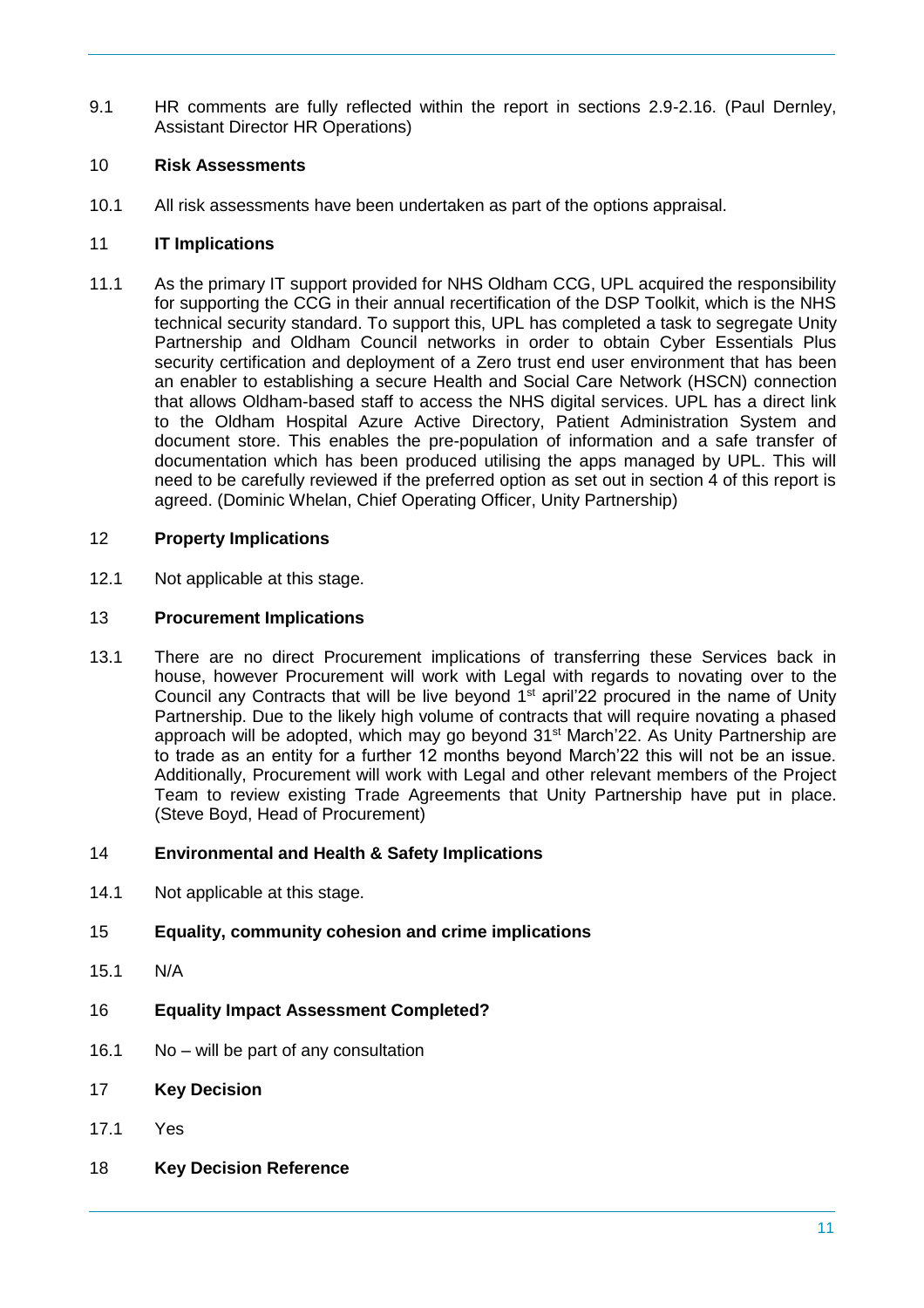9.1 HR comments are fully reflected within the report in sections 2.9-2.16. (Paul Dernley, Assistant Director HR Operations)

## 10 Risk Assessments

10.1 All risk assessments have been undertaken as part of the options appraisal.

## 11 IT Implications

11.1 As the primary IT support provided for NHS Oldham CCG, UPL acquired the responsibility for supporting the CCG in their annual recertification of the DSP Toolkit, which is the NHS technical security standard. To support this, UPL has completed a task to segregate Unity Partnership and Oldham Council networks in order to obtain Cyber Essentials Plus security certification and deployment of a Zero trust end user environment that has been an enabler to establishing a secure Health and Social Care Network (HSCN) connection that allows Oldham-based staff to access the NHS digital services. UPL has a direct link to the Oldham Hospital Azure Active Directory, Patient Administration System and document store. This enables the pre-population of information and a safe transfer of documentation which has been produced utilising the apps managed by UPL. This will need to be carefully reviewed if the preferred option as set out in section 4 of this report is agreed. (Dominic Whelan, Chief Operating Officer, Unity Partnership)

## 12 Property Implications

12.1 Not applicable at this stage.

## 13 Procurement Implications

13.1 There are no direct Procurement implications of transferring these Services back in house, however Procurement will work with Legal with regards to novating over to the Council any Contracts that will be live beyond 1st april'22 procured in the name of Unity Partnership. Due to the likely high volume of contracts that will require novating a phased approach will be adopted, which may go beyond 31st March'22. As Unity Partnership are to trade as an entity for a further 12 months beyond March'22 this will not be an issue. Additionally, Procurement will work with Legal and other relevant members of the Project Team to review existing Trade Agreements that Unity Partnership have put in place. (Steve Boyd, Head of Procurement)

## 14 Environmental and Health & Safety Implications

14.1 Not applicable at this stage.

## 15 Equality, community cohesion and crime implications

15.1 N/A

## 16 Equality Impact Assessment Completed?

16.1 No – will be part of any consultation

## 17 Key Decision

17.1 Yes

## 18 Key Decision Reference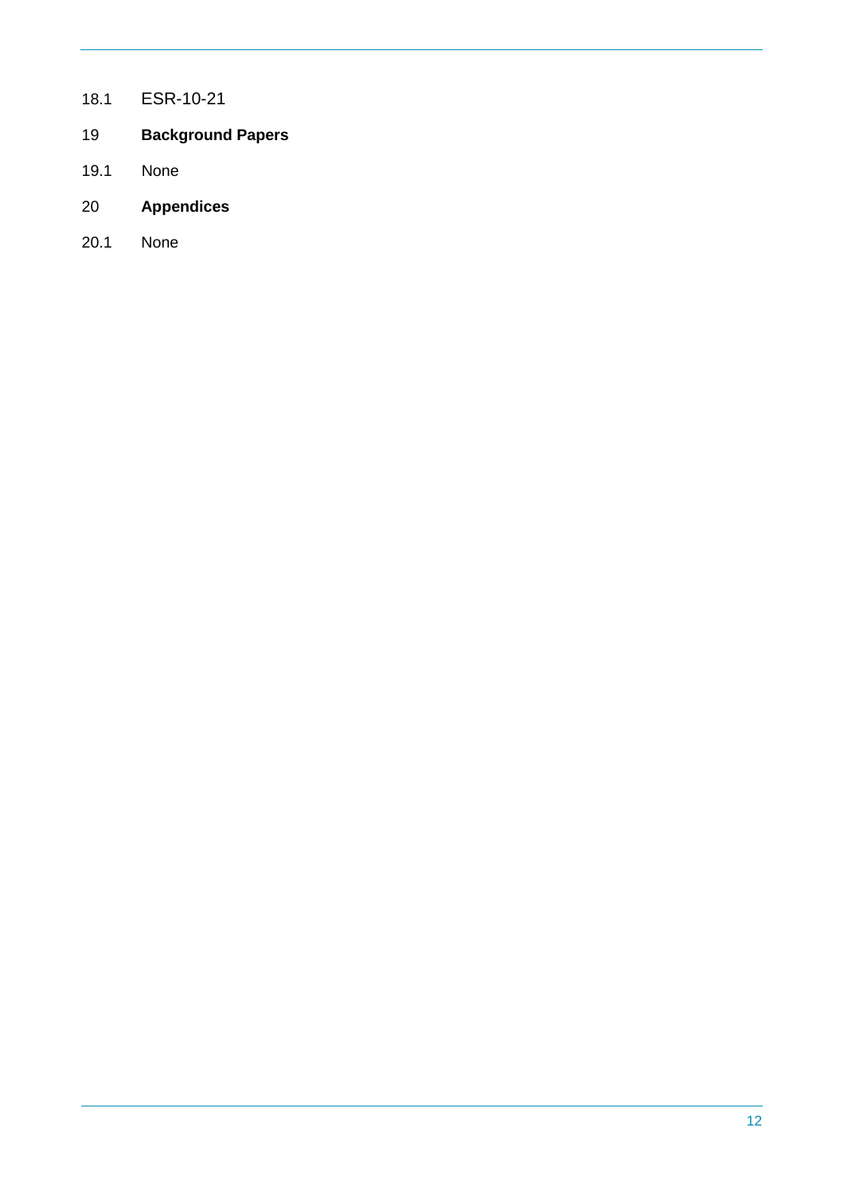18.1 ESR-10-21

## 19 Background Papers

19.1 None

## 20 Appendices

20.1 None